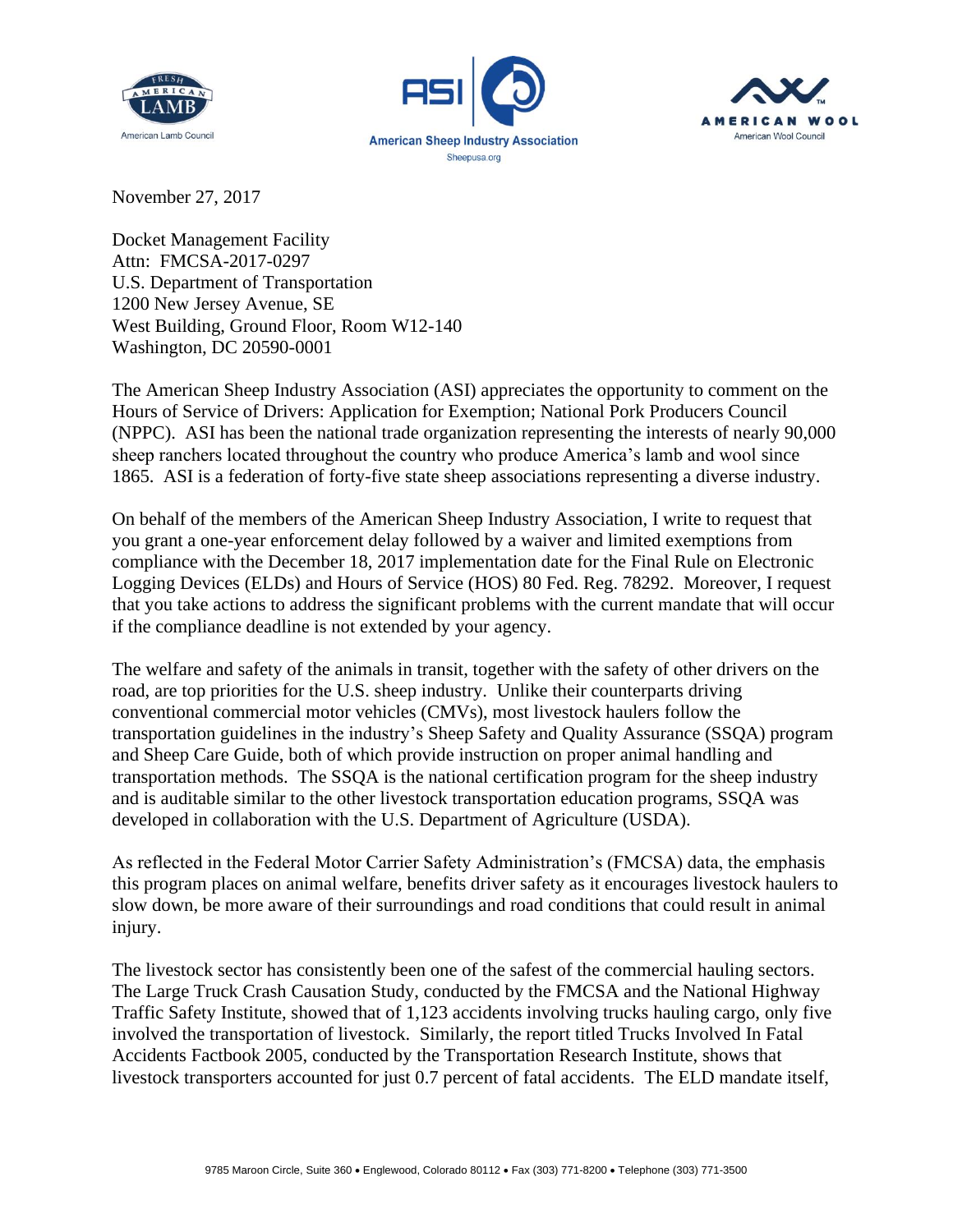American Lamb Council

**American Sheep Industry Association**
Sheepusa.org

AMERICAN WOOL
American Wool Council

November 27, 2017

Docket Management Facility
Attn: FMCSA-2017-0297
U.S. Department of Transportation
1200 New Jersey Avenue, SE
West Building, Ground Floor, Room W12-140
Washington, DC 20590-0001

The American Sheep Industry Association (ASI) appreciates the opportunity to comment on the Hours of Service of Drivers: Application for Exemption; National Pork Producers Council (NPPC). ASI has been the national trade organization representing the interests of nearly 90,000 sheep ranchers located throughout the country who produce America's lamb and wool since 1865. ASI is a federation of forty-five state sheep associations representing a diverse industry.

On behalf of the members of the American Sheep Industry Association, I write to request that you grant a one-year enforcement delay followed by a waiver and limited exemptions from compliance with the December 18, 2017 implementation date for the Final Rule on Electronic Logging Devices (ELDs) and Hours of Service (HOS) 80 Fed. Reg. 78292. Moreover, I request that you take actions to address the significant problems with the current mandate that will occur if the compliance deadline is not extended by your agency.

The welfare and safety of the animals in transit, together with the safety of other drivers on the road, are top priorities for the U.S. sheep industry. Unlike their counterparts driving conventional commercial motor vehicles (CMVs), most livestock haulers follow the transportation guidelines in the industry's Sheep Safety and Quality Assurance (SSQA) program and Sheep Care Guide, both of which provide instruction on proper animal handling and transportation methods. The SSQA is the national certification program for the sheep industry and is auditable similar to the other livestock transportation education programs, SSQA was developed in collaboration with the U.S. Department of Agriculture (USDA).

As reflected in the Federal Motor Carrier Safety Administration's (FMCSA) data, the emphasis this program places on animal welfare, benefits driver safety as it encourages livestock haulers to slow down, be more aware of their surroundings and road conditions that could result in animal injury.

The livestock sector has consistently been one of the safest of the commercial hauling sectors. The Large Truck Crash Causation Study, conducted by the FMCSA and the National Highway Traffic Safety Institute, showed that of 1,123 accidents involving trucks hauling cargo, only five involved the transportation of livestock. Similarly, the report titled Trucks Involved In Fatal Accidents Factbook 2005, conducted by the Transportation Research Institute, shows that livestock transporters accounted for just 0.7 percent of fatal accidents. The ELD mandate itself,

9785 Maroon Circle, Suite 360 • Englewood, Colorado 80112 • Fax (303) 771-8200 • Telephone (303) 771-3500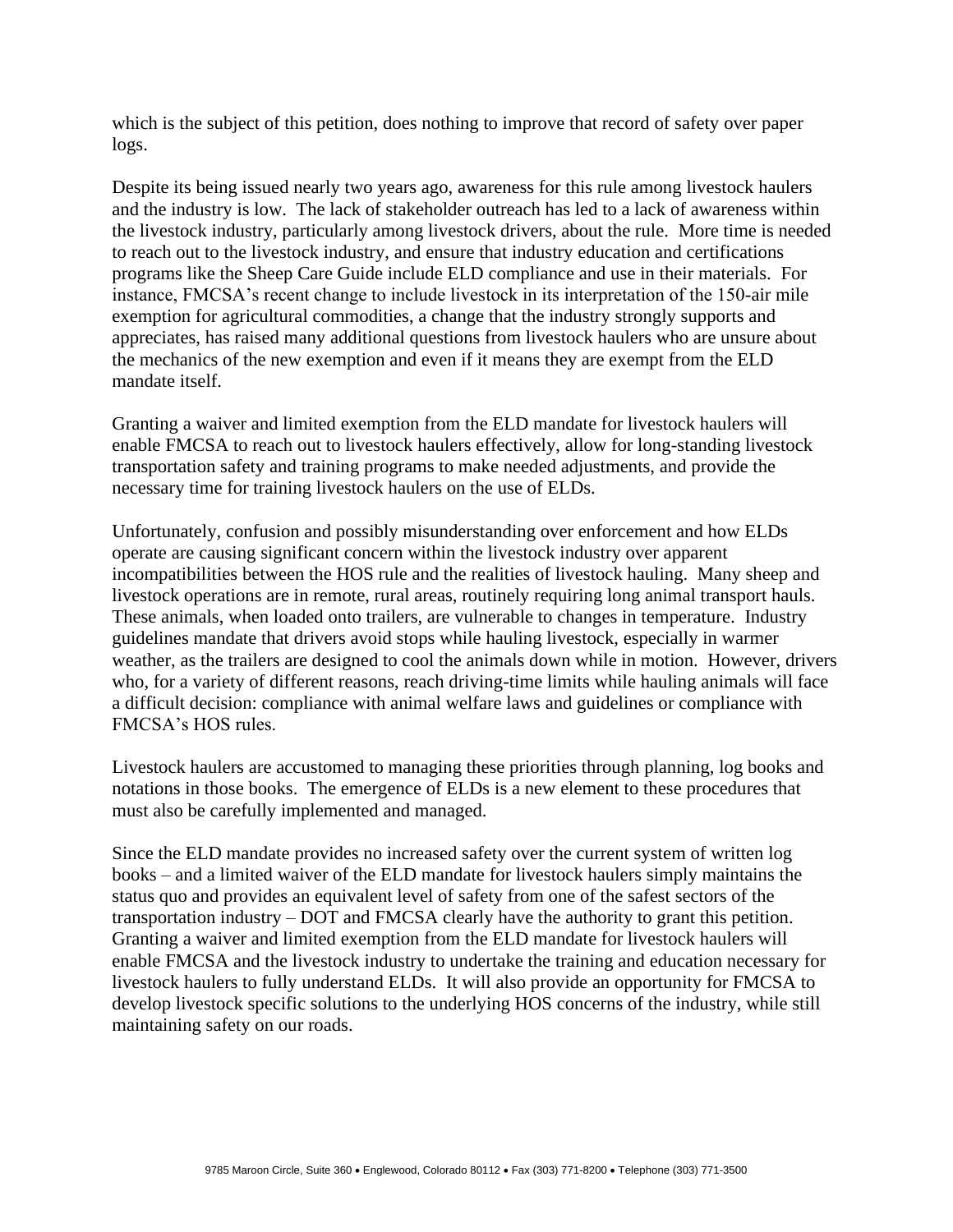which is the subject of this petition, does nothing to improve that record of safety over paper logs.

Despite its being issued nearly two years ago, awareness for this rule among livestock haulers and the industry is low. The lack of stakeholder outreach has led to a lack of awareness within the livestock industry, particularly among livestock drivers, about the rule. More time is needed to reach out to the livestock industry, and ensure that industry education and certifications programs like the Sheep Care Guide include ELD compliance and use in their materials. For instance, FMCSA's recent change to include livestock in its interpretation of the 150-air mile exemption for agricultural commodities, a change that the industry strongly supports and appreciates, has raised many additional questions from livestock haulers who are unsure about the mechanics of the new exemption and even if it means they are exempt from the ELD mandate itself.

Granting a waiver and limited exemption from the ELD mandate for livestock haulers will enable FMCSA to reach out to livestock haulers effectively, allow for long-standing livestock transportation safety and training programs to make needed adjustments, and provide the necessary time for training livestock haulers on the use of ELDs.

Unfortunately, confusion and possibly misunderstanding over enforcement and how ELDs operate are causing significant concern within the livestock industry over apparent incompatibilities between the HOS rule and the realities of livestock hauling. Many sheep and livestock operations are in remote, rural areas, routinely requiring long animal transport hauls. These animals, when loaded onto trailers, are vulnerable to changes in temperature. Industry guidelines mandate that drivers avoid stops while hauling livestock, especially in warmer weather, as the trailers are designed to cool the animals down while in motion. However, drivers who, for a variety of different reasons, reach driving-time limits while hauling animals will face a difficult decision: compliance with animal welfare laws and guidelines or compliance with FMCSA's HOS rules.

Livestock haulers are accustomed to managing these priorities through planning, log books and notations in those books. The emergence of ELDs is a new element to these procedures that must also be carefully implemented and managed.

Since the ELD mandate provides no increased safety over the current system of written log books – and a limited waiver of the ELD mandate for livestock haulers simply maintains the status quo and provides an equivalent level of safety from one of the safest sectors of the transportation industry – DOT and FMCSA clearly have the authority to grant this petition. Granting a waiver and limited exemption from the ELD mandate for livestock haulers will enable FMCSA and the livestock industry to undertake the training and education necessary for livestock haulers to fully understand ELDs. It will also provide an opportunity for FMCSA to develop livestock specific solutions to the underlying HOS concerns of the industry, while still maintaining safety on our roads.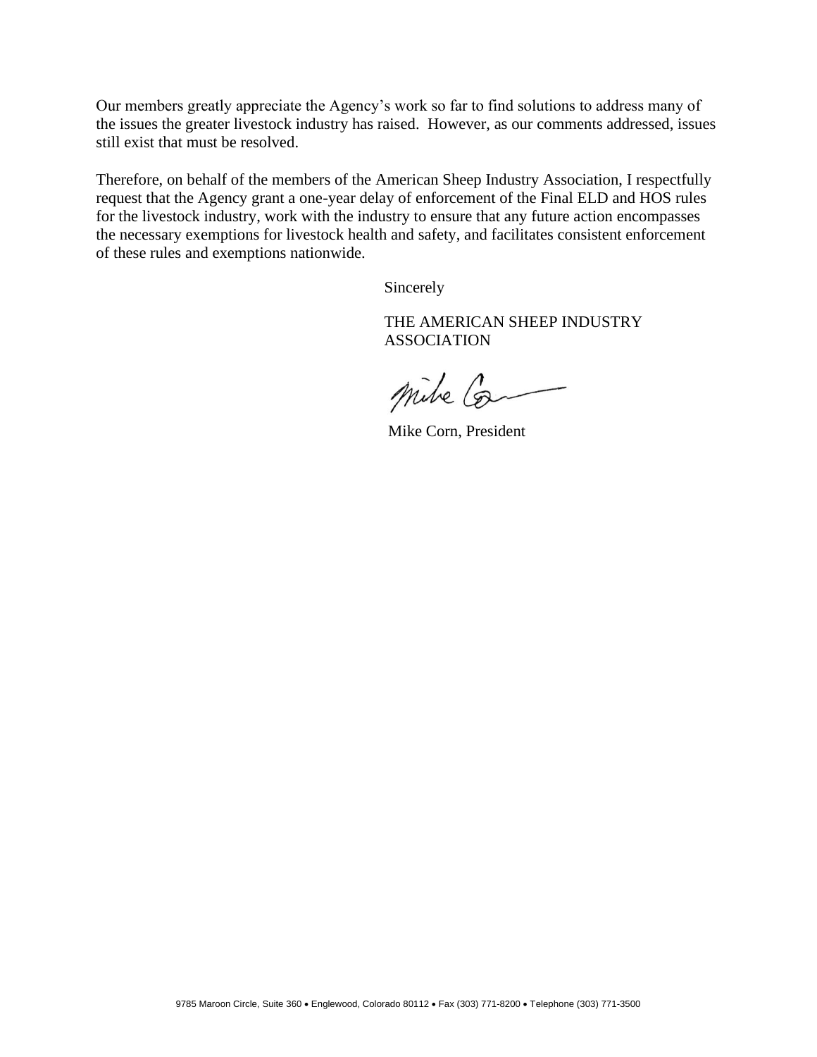Our members greatly appreciate the Agency's work so far to find solutions to address many of the issues the greater livestock industry has raised. However, as our comments addressed, issues still exist that must be resolved.

Therefore, on behalf of the members of the American Sheep Industry Association, I respectfully request that the Agency grant a one-year delay of enforcement of the Final ELD and HOS rules for the livestock industry, work with the industry to ensure that any future action encompasses the necessary exemptions for livestock health and safety, and facilitates consistent enforcement of these rules and exemptions nationwide.

Sincerely

THE AMERICAN SHEEP INDUSTRY ASSOCIATION

Mike Corn, President

9785 Maroon Circle, Suite 360 • Englewood, Colorado 80112 • Fax (303) 771-8200 • Telephone (303) 771-3500